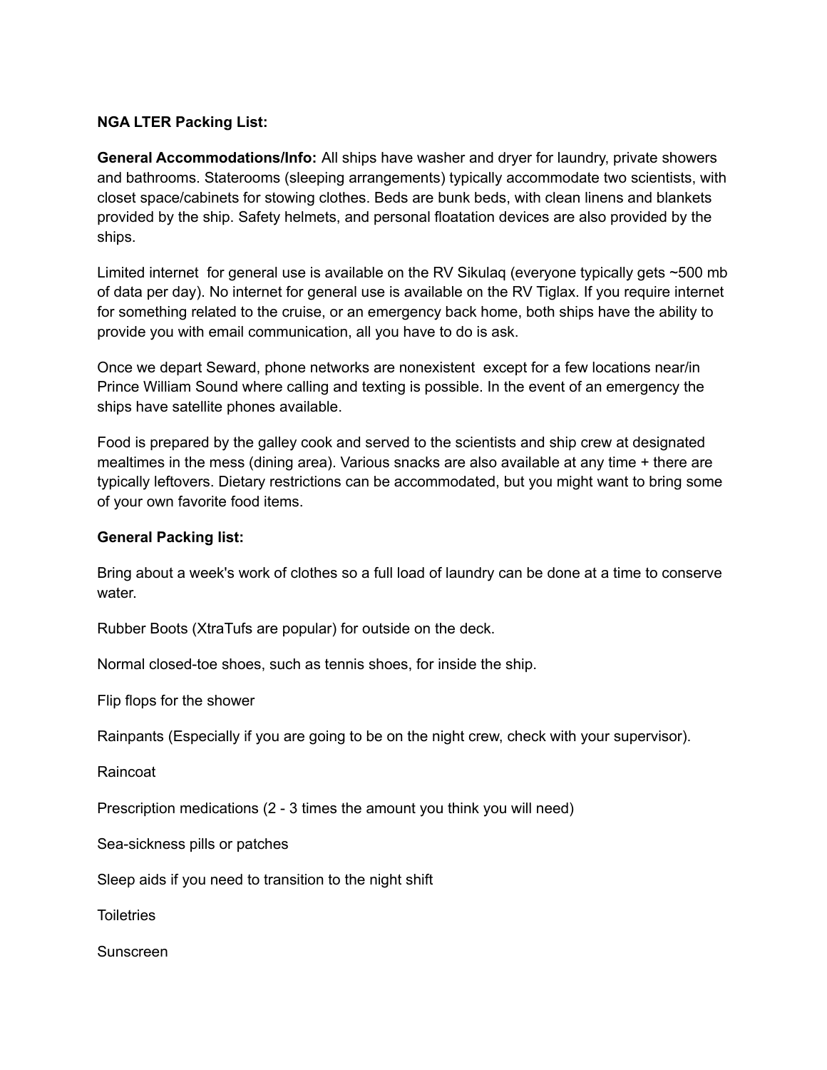**NGA LTER Packing List:**

**General Accommodations/Info:** All ships have washer and dryer for laundry, private showers and bathrooms. Staterooms (sleeping arrangements) typically accommodate two scientists, with closet space/cabinets for stowing clothes. Beds are bunk beds, with clean linens and blankets provided by the ship. Safety helmets, and personal floatation devices are also provided by the ships.

Limited internet for general use is available on the RV Sikulaq (everyone typically gets ~500 mb of data per day). No internet for general use is available on the RV Tiglax. If you require internet for something related to the cruise, or an emergency back home, both ships have the ability to provide you with email communication, all you have to do is ask.

Once we depart Seward, phone networks are nonexistent except for a few locations near/in Prince William Sound where calling and texting is possible. In the event of an emergency the ships have satellite phones available.

Food is prepared by the galley cook and served to the scientists and ship crew at designated mealtimes in the mess (dining area). Various snacks are also available at any time + there are typically leftovers. Dietary restrictions can be accommodated, but you might want to bring some of your own favorite food items.

**General Packing list:**

Bring about a week's work of clothes so a full load of laundry can be done at a time to conserve water.

Rubber Boots (XtraTufs are popular) for outside on the deck.

Normal closed-toe shoes, such as tennis shoes, for inside the ship.

Flip flops for the shower

Rainpants (Especially if you are going to be on the night crew, check with your supervisor).

Raincoat

Prescription medications (2 - 3 times the amount you think you will need)

Sea-sickness pills or patches

Sleep aids if you need to transition to the night shift

Toiletries

Sunscreen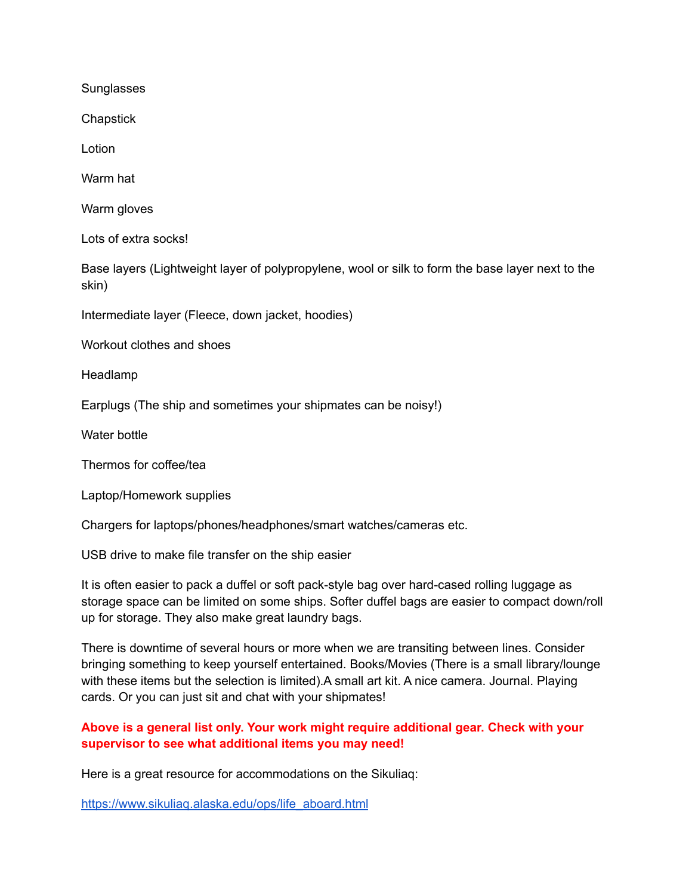Sunglasses

Chapstick

Lotion

Warm hat

Warm gloves

Lots of extra socks!

Base layers (Lightweight layer of polypropylene, wool or silk to form the base layer next to the skin)

Intermediate layer (Fleece, down jacket, hoodies)

Workout clothes and shoes

Headlamp

Earplugs (The ship and sometimes your shipmates can be noisy!)

Water bottle

Thermos for coffee/tea

Laptop/Homework supplies

Chargers for laptops/phones/headphones/smart watches/cameras etc.

USB drive to make file transfer on the ship easier

It is often easier to pack a duffel or soft pack-style bag over hard-cased rolling luggage as storage space can be limited on some ships. Softer duffel bags are easier to compact down/roll up for storage. They also make great laundry bags.

There is downtime of several hours or more when we are transiting between lines. Consider bringing something to keep yourself entertained. Books/Movies (There is a small library/lounge with these items but the selection is limited).A small art kit. A nice camera. Journal. Playing cards. Or you can just sit and chat with your shipmates!

**Above is a general list only. Your work might require additional gear. Check with your supervisor to see what additional items you may need!**

Here is a great resource for accommodations on the Sikuliaq:

[https://www.sikuliaq.alaska.edu/ops/life_aboard.html](https://www.sikuliaq.alaska.edu/ops/life_aboard.html)